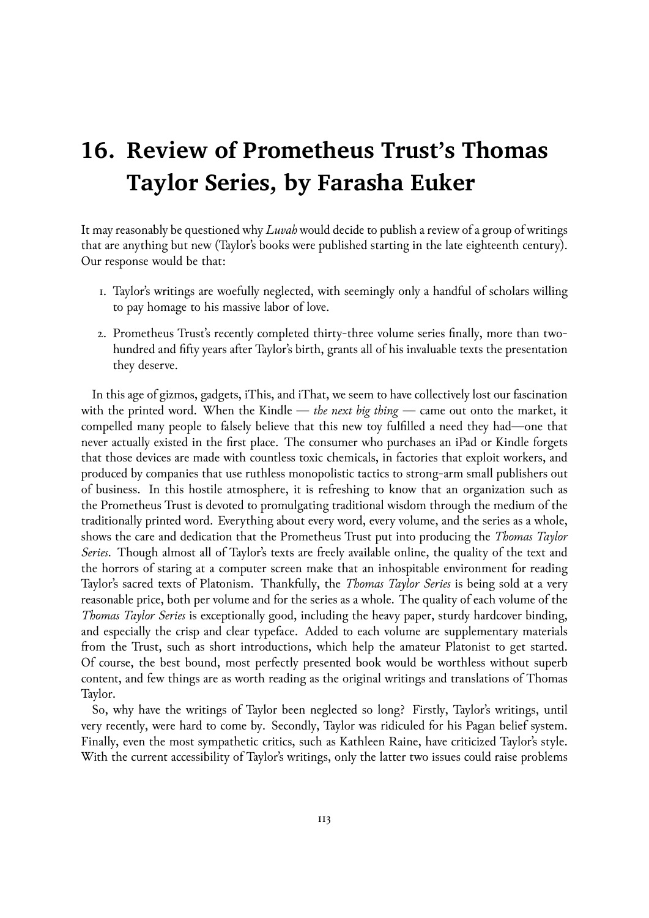# 16. Review of Prometheus Trust's Thomas Taylor Series, by Farasha Euker

It may reasonably be questioned why *Luvah* would decide to publish a review of a group of writings that are anything but new (Taylor's books were published starting in the late eighteenth century). Our response would be that:

1. Taylor's writings are woefully neglected, with seemingly only a handful of scholars willing to pay homage to his massive labor of love.
2. Prometheus Trust's recently completed thirty-three volume series finally, more than two-hundred and fifty years after Taylor's birth, grants all of his invaluable texts the presentation they deserve.

In this age of gizmos, gadgets, iThis, and iThat, we seem to have collectively lost our fascination with the printed word. When the Kindle — *the next big thing* — came out onto the market, it compelled many people to falsely believe that this new toy fulfilled a need they had—one that never actually existed in the first place. The consumer who purchases an iPad or Kindle forgets that those devices are made with countless toxic chemicals, in factories that exploit workers, and produced by companies that use ruthless monopolistic tactics to strong-arm small publishers out of business. In this hostile atmosphere, it is refreshing to know that an organization such as the Prometheus Trust is devoted to promulgating traditional wisdom through the medium of the traditionally printed word. Everything about every word, every volume, and the series as a whole, shows the care and dedication that the Prometheus Trust put into producing the *Thomas Taylor Series*. Though almost all of Taylor's texts are freely available online, the quality of the text and the horrors of staring at a computer screen make that an inhospitable environment for reading Taylor's sacred texts of Platonism. Thankfully, the *Thomas Taylor Series* is being sold at a very reasonable price, both per volume and for the series as a whole. The quality of each volume of the *Thomas Taylor Series* is exceptionally good, including the heavy paper, sturdy hardcover binding, and especially the crisp and clear typeface. Added to each volume are supplementary materials from the Trust, such as short introductions, which help the amateur Platonist to get started. Of course, the best bound, most perfectly presented book would be worthless without superb content, and few things are as worth reading as the original writings and translations of Thomas Taylor.

So, why have the writings of Taylor been neglected so long? Firstly, Taylor's writings, until very recently, were hard to come by. Secondly, Taylor was ridiculed for his Pagan belief system. Finally, even the most sympathetic critics, such as Kathleen Raine, have criticized Taylor's style. With the current accessibility of Taylor's writings, only the latter two issues could raise problems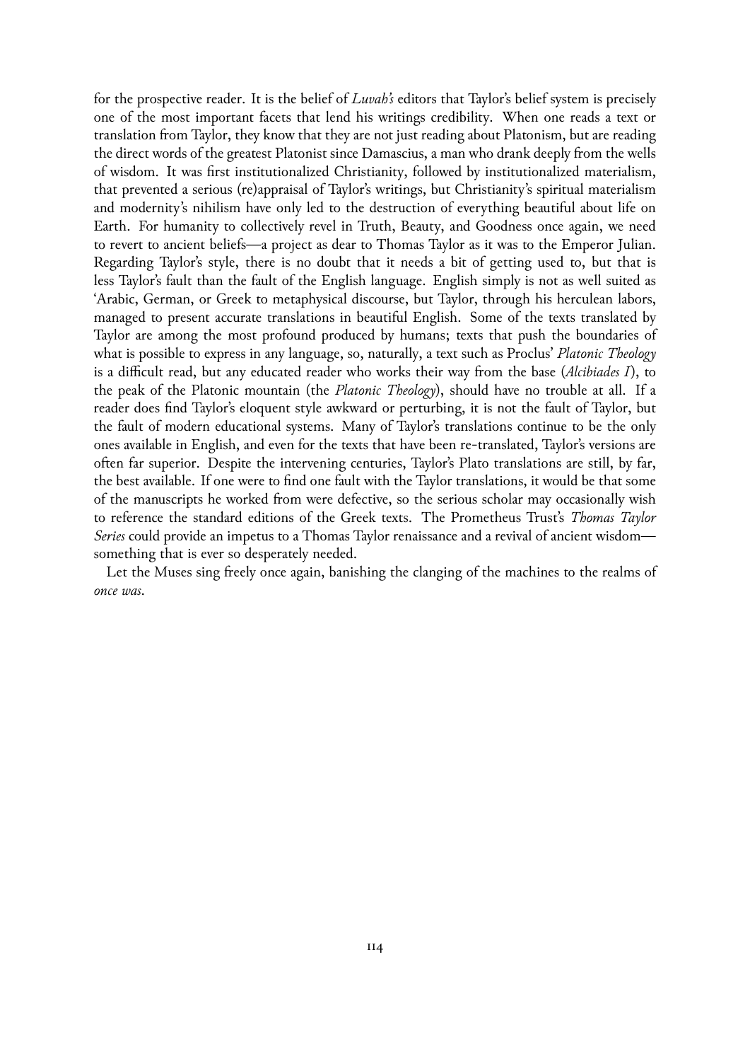for the prospective reader. It is the belief of *Luvah's* editors that Taylor's belief system is precisely one of the most important facets that lend his writings credibility. When one reads a text or translation from Taylor, they know that they are not just reading about Platonism, but are reading the direct words of the greatest Platonist since Damascius, a man who drank deeply from the wells of wisdom. It was first institutionalized Christianity, followed by institutionalized materialism, that prevented a serious (re)appraisal of Taylor's writings, but Christianity's spiritual materialism and modernity's nihilism have only led to the destruction of everything beautiful about life on Earth. For humanity to collectively revel in Truth, Beauty, and Goodness once again, we need to revert to ancient beliefs—a project as dear to Thomas Taylor as it was to the Emperor Julian. Regarding Taylor's style, there is no doubt that it needs a bit of getting used to, but that is less Taylor's fault than the fault of the English language. English simply is not as well suited as 'Arabic, German, or Greek to metaphysical discourse, but Taylor, through his herculean labors, managed to present accurate translations in beautiful English. Some of the texts translated by Taylor are among the most profound produced by humans; texts that push the boundaries of what is possible to express in any language, so, naturally, a text such as Proclus' *Platonic Theology* is a difficult read, but any educated reader who works their way from the base (*Alcibiades I*), to the peak of the Platonic mountain (the *Platonic Theology*), should have no trouble at all. If a reader does find Taylor's eloquent style awkward or perturbing, it is not the fault of Taylor, but the fault of modern educational systems. Many of Taylor's translations continue to be the only ones available in English, and even for the texts that have been re-translated, Taylor's versions are often far superior. Despite the intervening centuries, Taylor's Plato translations are still, by far, the best available. If one were to find one fault with the Taylor translations, it would be that some of the manuscripts he worked from were defective, so the serious scholar may occasionally wish to reference the standard editions of the Greek texts. The Prometheus Trust's *Thomas Taylor Series* could provide an impetus to a Thomas Taylor renaissance and a revival of ancient wisdom—something that is ever so desperately needed.

Let the Muses sing freely once again, banishing the clanging of the machines to the realms of *once was*.